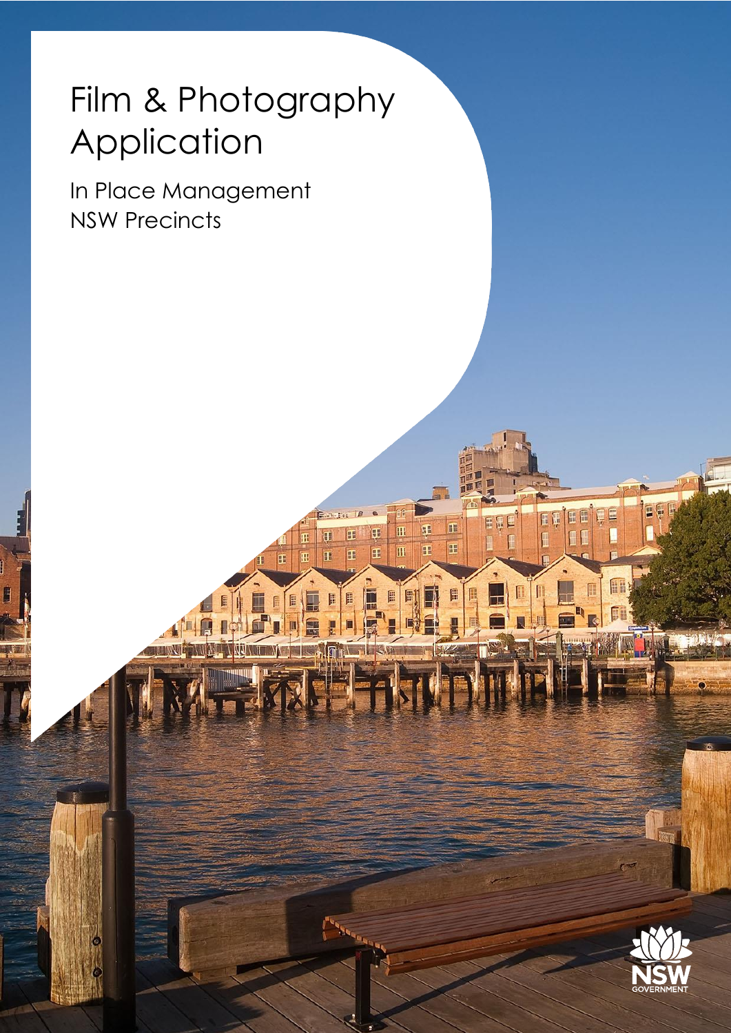# Film & Photography Application

In Place Management
NSW Precincts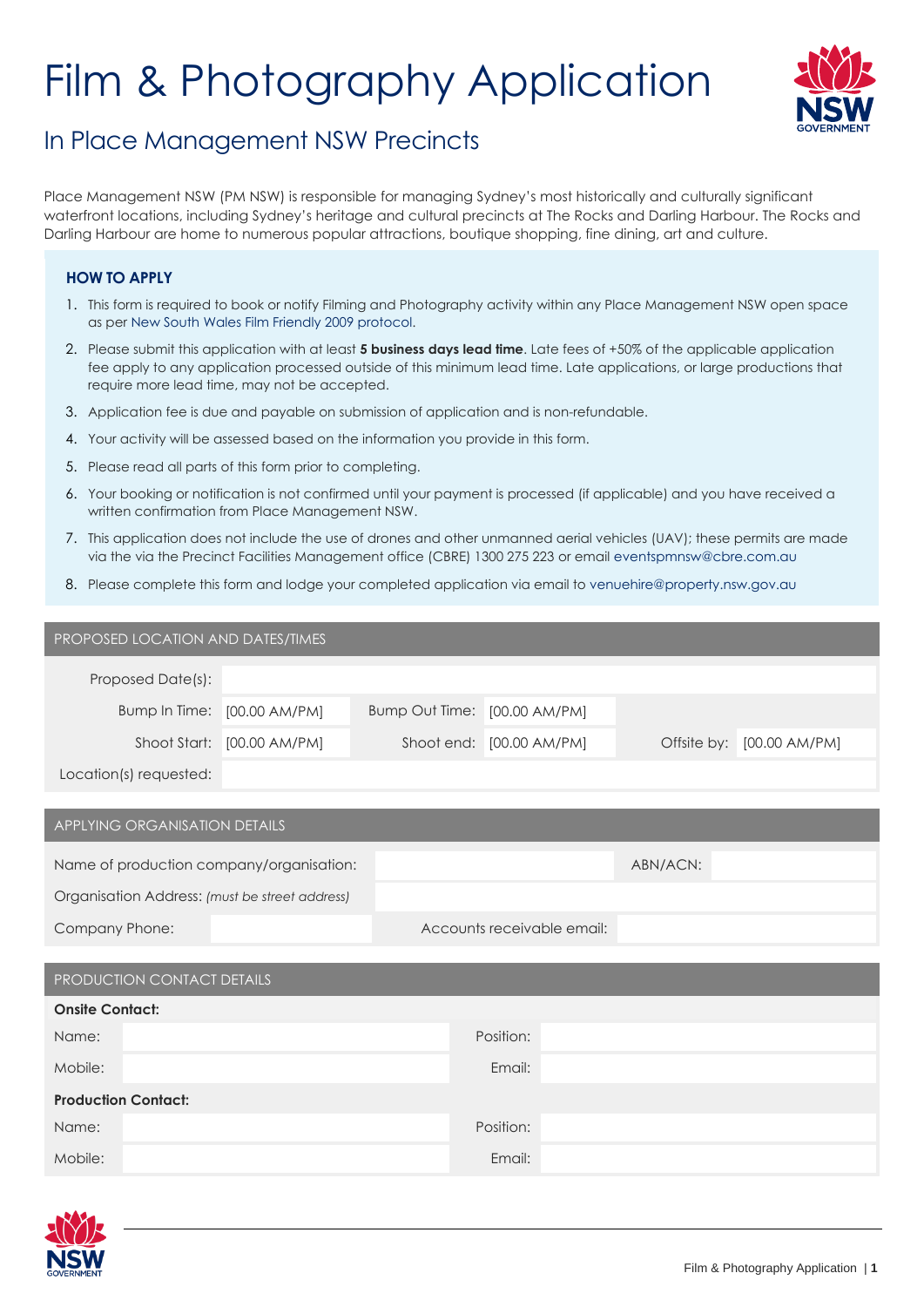# Film & Photography Application

## In Place Management NSW Precincts

Place Management NSW (PM NSW) is responsible for managing Sydney's most historically and culturally significant waterfront locations, including Sydney's heritage and cultural precincts at The Rocks and Darling Harbour. The Rocks and Darling Harbour are home to numerous popular attractions, boutique shopping, fine dining, art and culture.

### HOW TO APPLY

1. This form is required to book or notify Filming and Photography activity within any Place Management NSW open space as per New South Wales Film Friendly 2009 protocol.
2. Please submit this application with at least **5 business days lead time**. Late fees of +50% of the applicable application fee apply to any application processed outside of this minimum lead time. Late applications, or large productions that require more lead time, may not be accepted.
3. Application fee is due and payable on submission of application and is non-refundable.
4. Your activity will be assessed based on the information you provide in this form.
5. Please read all parts of this form prior to completing.
6. Your booking or notification is not confirmed until your payment is processed (if applicable) and you have received a written confirmation from Place Management NSW.
7. This application does not include the use of drones and other unmanned aerial vehicles (UAV); these permits are made via the via the Precinct Facilities Management office (CBRE) 1300 275 223 or email eventspmnsw@cbre.com.au
8. Please complete this form and lodge your completed application via email to venuehire@property.nsw.gov.au

### PROPOSED LOCATION AND DATES/TIMES

| | | | | | |
|---|---|---|---|---|---|
| Proposed Date(s): | | | | | |
| Bump In Time: | [00.00 AM/PM] | Bump Out Time: | [00.00 AM/PM] | | |
| Shoot Start: | [00.00 AM/PM] | Shoot end: | [00.00 AM/PM] | Offsite by: | [00.00 AM/PM] |
| Location(s) requested: | | | | | |

### APPLYING ORGANISATION DETAILS

| | | | |
|---|---|---|---|
| Name of production company/organisation: | | ABN/ACN: | |
| Organisation Address: *(must be street address)* | | | |
| Company Phone: | | Accounts receivable email: | |

### PRODUCTION CONTACT DETAILS

**Onsite Contact:**

| | | | |
|---|---|---|---|
| Name: | | Position: | |
| Mobile: | | Email: | |

**Production Contact:**

| | | | |
|---|---|---|---|
| Name: | | Position: | |
| Mobile: | | Email: | |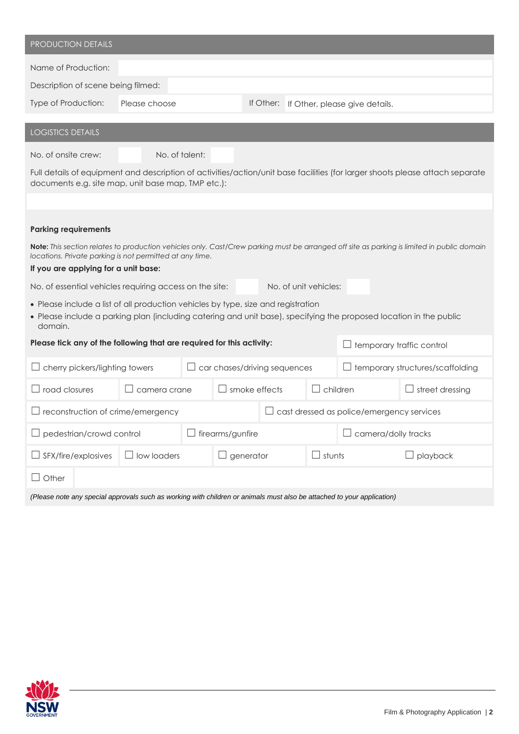## PRODUCTION DETAILS

| | |
|---|---|
| Name of Production: | |
| Description of scene being filmed: | |
| Type of Production: Please choose | If Other: If Other, please give details. |

## LOGISTICS DETAILS

No. of onsite crew: No. of talent:

Full details of equipment and description of activities/action/unit base facilities (for larger shoots please attach separate documents e.g. site map, unit base map, TMP etc.):

### Parking requirements

**Note:** *This section relates to production vehicles only. Cast/Crew parking must be arranged off site as parking is limited in public domain locations. Private parking is not permitted at any time.*

**If you are applying for a unit base:**

No. of essential vehicles requiring access on the site: No. of unit vehicles:

- Please include a list of all production vehicles by type, size and registration
- Please include a parking plan (including catering and unit base), specifying the proposed location in the public domain.

**Please tick any of the following that are required for this activity:**

- ☐ temporary traffic control
- ☐ cherry pickers/lighting towers
- ☐ car chases/driving sequences
- ☐ temporary structures/scaffolding
- ☐ road closures
- ☐ camera crane
- ☐ smoke effects
- ☐ children
- ☐ street dressing
- ☐ reconstruction of crime/emergency
- ☐ cast dressed as police/emergency services
- ☐ pedestrian/crowd control
- ☐ firearms/gunfire
- ☐ camera/dolly tracks
- ☐ SFX/fire/explosives
- ☐ low loaders
- ☐ generator
- ☐ stunts
- ☐ playback
- ☐ Other

*(Please note any special approvals such as working with children or animals must also be attached to your application)*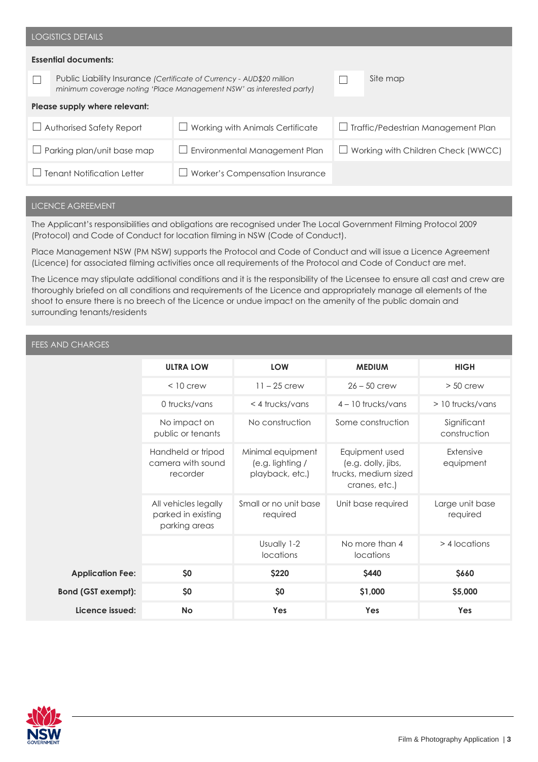## LOGISTICS DETAILS

**Essential documents:**

- ☐ Public Liability Insurance *(Certificate of Currency - AUD$20 million minimum coverage noting 'Place Management NSW' as interested party)*
- ☐ Site map

**Please supply where relevant:**

| | | |
|---|---|---|
| ☐ Authorised Safety Report | ☐ Working with Animals Certificate | ☐ Traffic/Pedestrian Management Plan |
| ☐ Parking plan/unit base map | ☐ Environmental Management Plan | ☐ Working with Children Check (WWCC) |
| ☐ Tenant Notification Letter | ☐ Worker's Compensation Insurance | |

## LICENCE AGREEMENT

The Applicant's responsibilities and obligations are recognised under The Local Government Filming Protocol 2009 (Protocol) and Code of Conduct for location filming in NSW (Code of Conduct).

Place Management NSW (PM NSW) supports the Protocol and Code of Conduct and will issue a Licence Agreement (Licence) for associated filming activities once all requirements of the Protocol and Code of Conduct are met.

The Licence may stipulate additional conditions and it is the responsibility of the Licensee to ensure all cast and crew are thoroughly briefed on all conditions and requirements of the Licence and appropriately manage all elements of the shoot to ensure there is no breech of the Licence or undue impact on the amenity of the public domain and surrounding tenants/residents

## FEES AND CHARGES

| | ULTRA LOW | LOW | MEDIUM | HIGH |
|---|---|---|---|---|
| | < 10 crew | 11 – 25 crew | 26 – 50 crew | > 50 crew |
| | 0 trucks/vans | < 4 trucks/vans | 4 – 10 trucks/vans | > 10 trucks/vans |
| | No impact on public or tenants | No construction | Some construction | Significant construction |
| | Handheld or tripod camera with sound recorder | Minimal equipment (e.g. lighting / playback, etc.) | Equipment used (e.g. dolly, jibs, trucks, medium sized cranes, etc.) | Extensive equipment |
| | All vehicles legally parked in existing parking areas | Small or no unit base required | Unit base required | Large unit base required |
| | | Usually 1-2 locations | No more than 4 locations | > 4 locations |
| **Application Fee:** | **$0** | **$220** | **$440** | **$660** |
| **Bond (GST exempt):** | **$0** | **$0** | **$1,000** | **$5,000** |
| **Licence issued:** | **No** | **Yes** | **Yes** | **Yes** |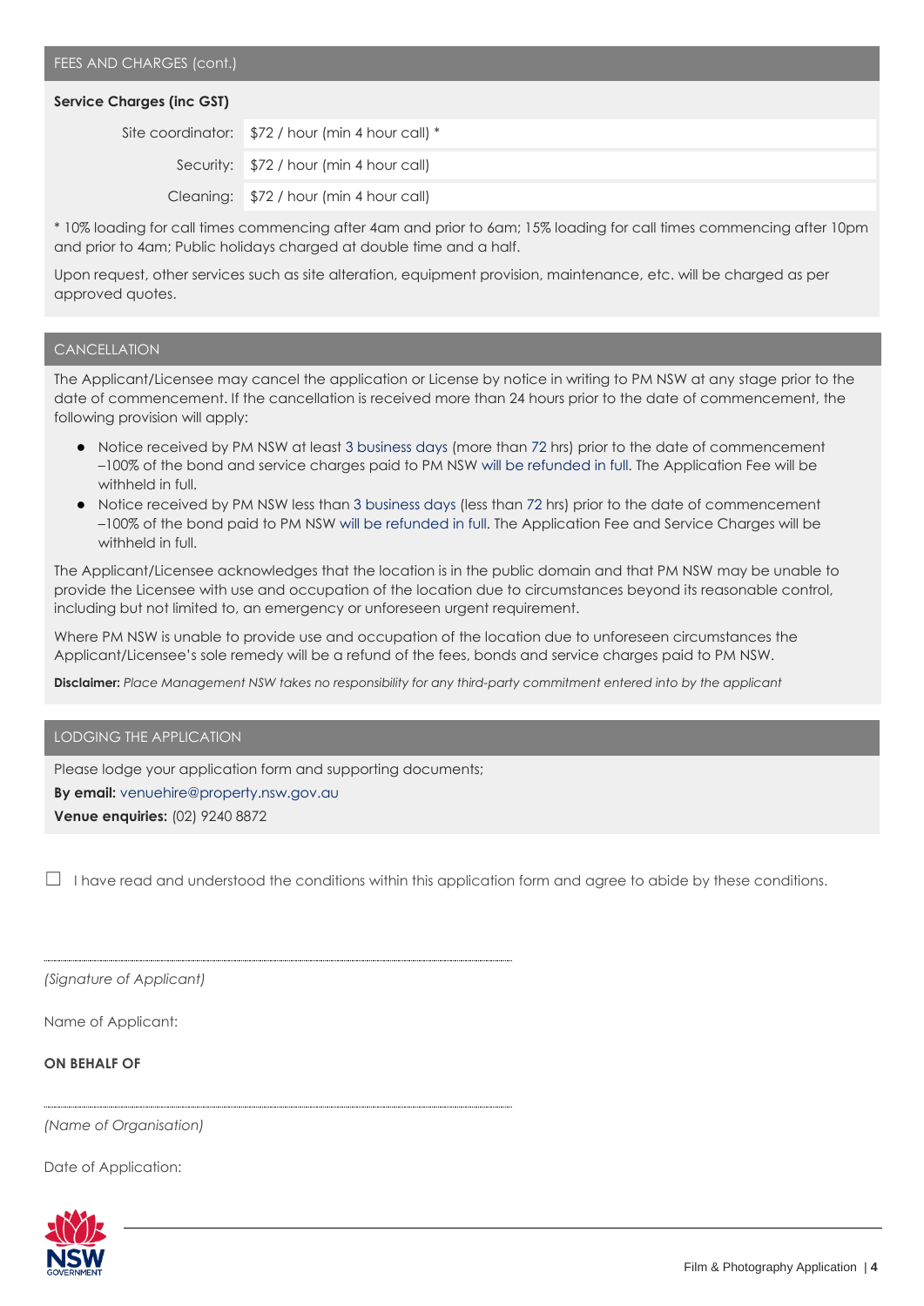## FEES AND CHARGES (cont.)

**Service Charges (inc GST)**

| | |
|---|---|
| Site coordinator: | $72 / hour (min 4 hour call) * |
| Security: | $72 / hour (min 4 hour call) |
| Cleaning: | $72 / hour (min 4 hour call) |

* 10% loading for call times commencing after 4am and prior to 6am; 15% loading for call times commencing after 10pm and prior to 4am; Public holidays charged at double time and a half.

Upon request, other services such as site alteration, equipment provision, maintenance, etc. will be charged as per approved quotes.

## CANCELLATION

The Applicant/Licensee may cancel the application or License by notice in writing to PM NSW at any stage prior to the date of commencement. If the cancellation is received more than 24 hours prior to the date of commencement, the following provision will apply:

- Notice received by PM NSW at least 3 business days (more than 72 hrs) prior to the date of commencement –100% of the bond and service charges paid to PM NSW will be refunded in full. The Application Fee will be withheld in full.
- Notice received by PM NSW less than 3 business days (less than 72 hrs) prior to the date of commencement –100% of the bond paid to PM NSW will be refunded in full. The Application Fee and Service Charges will be withheld in full.

The Applicant/Licensee acknowledges that the location is in the public domain and that PM NSW may be unable to provide the Licensee with use and occupation of the location due to circumstances beyond its reasonable control, including but not limited to, an emergency or unforeseen urgent requirement.

Where PM NSW is unable to provide use and occupation of the location due to unforeseen circumstances the Applicant/Licensee's sole remedy will be a refund of the fees, bonds and service charges paid to PM NSW.

**Disclaimer:** *Place Management NSW takes no responsibility for any third-party commitment entered into by the applicant*

## LODGING THE APPLICATION

Please lodge your application form and supporting documents;

**By email:** venuehire@property.nsw.gov.au

**Venue enquiries:** (02) 9240 8872

☐ I have read and understood the conditions within this application form and agree to abide by these conditions.

.............................................................................

*(Signature of Applicant)*

Name of Applicant:

**ON BEHALF OF**

.............................................................................

*(Name of Organisation)*

Date of Application: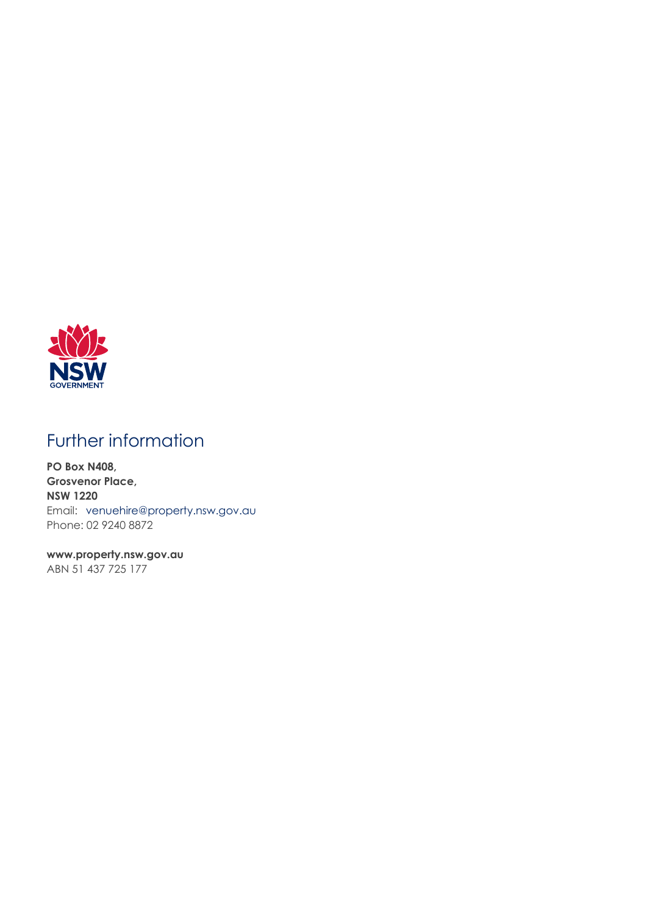## Further information

**PO Box N408,**
**Grosvenor Place,**
**NSW 1220**
Email: venuehire@property.nsw.gov.au
Phone: 02 9240 8872

**www.property.nsw.gov.au**
ABN 51 437 725 177